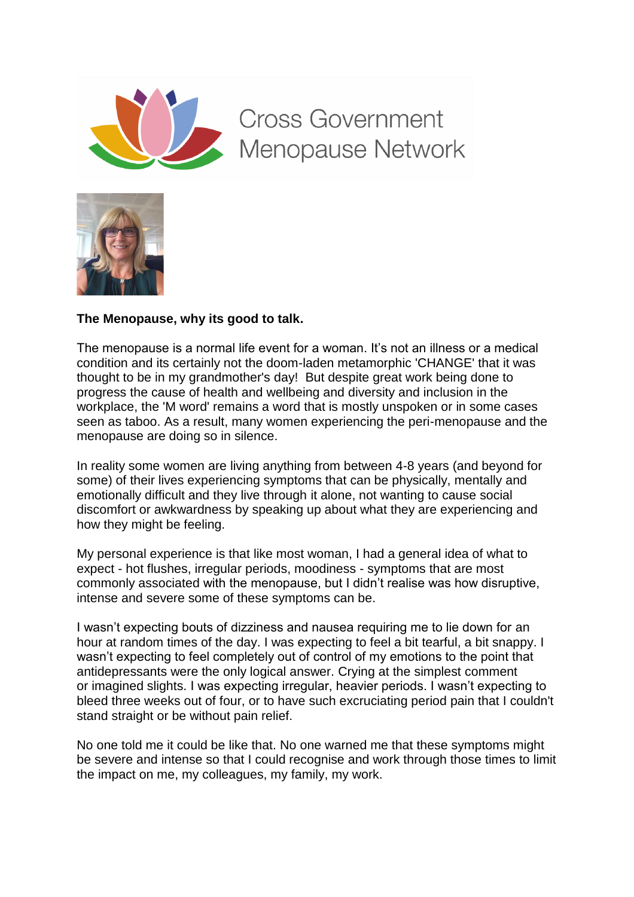Cross Government Menopause Network

**The Menopause, why its good to talk.**

The menopause is a normal life event for a woman. It's not an illness or a medical condition and its certainly not the doom-laden metamorphic 'CHANGE' that it was thought to be in my grandmother's day! But despite great work being done to progress the cause of health and wellbeing and diversity and inclusion in the workplace, the 'M word' remains a word that is mostly unspoken or in some cases seen as taboo. As a result, many women experiencing the peri-menopause and the menopause are doing so in silence.

In reality some women are living anything from between 4-8 years (and beyond for some) of their lives experiencing symptoms that can be physically, mentally and emotionally difficult and they live through it alone, not wanting to cause social discomfort or awkwardness by speaking up about what they are experiencing and how they might be feeling.

My personal experience is that like most woman, I had a general idea of what to expect - hot flushes, irregular periods, moodiness - symptoms that are most commonly associated with the menopause, but I didn't realise was how disruptive, intense and severe some of these symptoms can be.

I wasn't expecting bouts of dizziness and nausea requiring me to lie down for an hour at random times of the day. I was expecting to feel a bit tearful, a bit snappy. I wasn't expecting to feel completely out of control of my emotions to the point that antidepressants were the only logical answer. Crying at the simplest comment or imagined slights. I was expecting irregular, heavier periods. I wasn't expecting to bleed three weeks out of four, or to have such excruciating period pain that I couldn't stand straight or be without pain relief.

No one told me it could be like that. No one warned me that these symptoms might be severe and intense so that I could recognise and work through those times to limit the impact on me, my colleagues, my family, my work.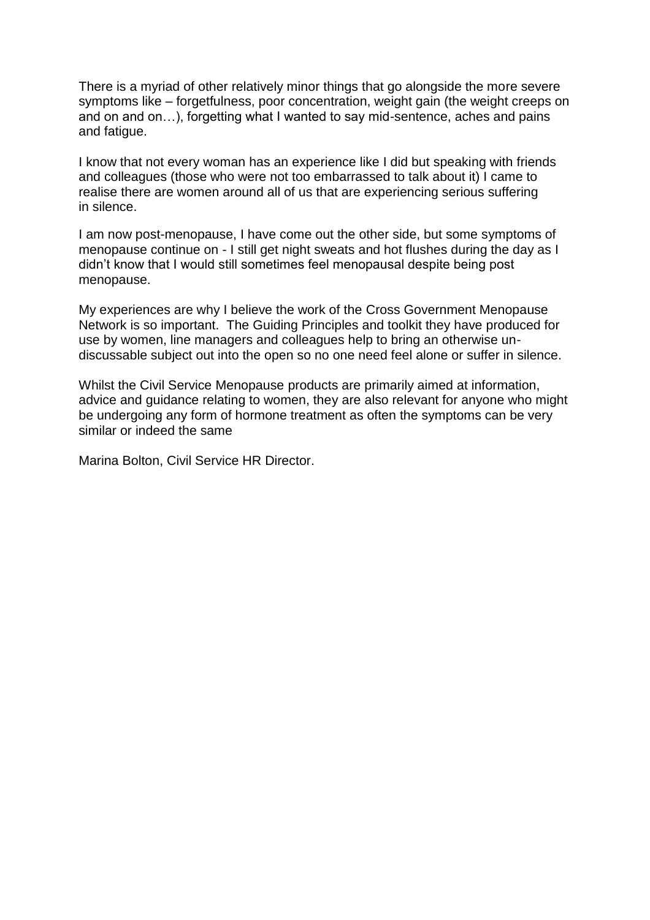There is a myriad of other relatively minor things that go alongside the more severe symptoms like – forgetfulness, poor concentration, weight gain (the weight creeps on and on and on…), forgetting what I wanted to say mid-sentence, aches and pains and fatigue.

I know that not every woman has an experience like I did but speaking with friends and colleagues (those who were not too embarrassed to talk about it) I came to realise there are women around all of us that are experiencing serious suffering in silence.

I am now post-menopause, I have come out the other side, but some symptoms of menopause continue on - I still get night sweats and hot flushes during the day as I didn't know that I would still sometimes feel menopausal despite being post menopause.

My experiences are why I believe the work of the Cross Government Menopause Network is so important. The Guiding Principles and toolkit they have produced for use by women, line managers and colleagues help to bring an otherwise un-discussable subject out into the open so no one need feel alone or suffer in silence.

Whilst the Civil Service Menopause products are primarily aimed at information, advice and guidance relating to women, they are also relevant for anyone who might be undergoing any form of hormone treatment as often the symptoms can be very similar or indeed the same

Marina Bolton, Civil Service HR Director.